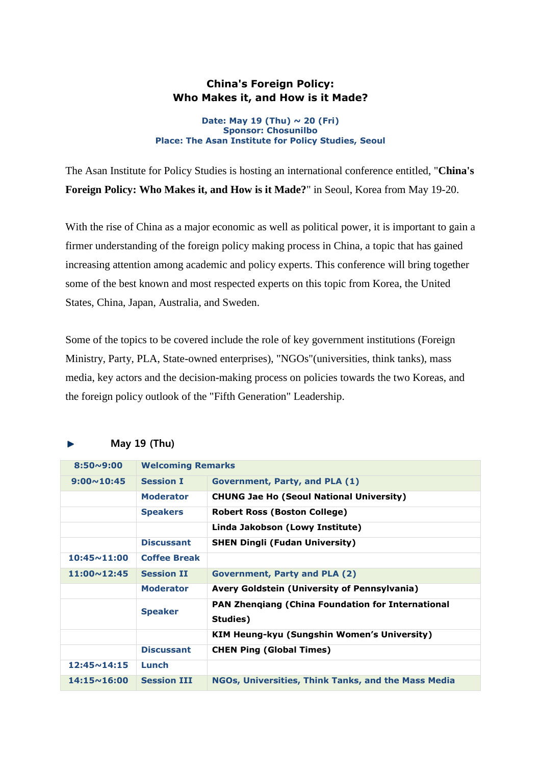# China's Foreign Policy:
# Who Makes it, and How is it Made?

**Date: May 19 (Thu) ~ 20 (Fri)**
**Sponsor: Chosunilbo**
**Place: The Asan Institute for Policy Studies, Seoul**

The Asan Institute for Policy Studies is hosting an international conference entitled, "**China's Foreign Policy: Who Makes it, and How is it Made?**" in Seoul, Korea from May 19-20.

With the rise of China as a major economic as well as political power, it is important to gain a firmer understanding of the foreign policy making process in China, a topic that has gained increasing attention among academic and policy experts. This conference will bring together some of the best known and most respected experts on this topic from Korea, the United States, China, Japan, Australia, and Sweden.

Some of the topics to be covered include the role of key government institutions (Foreign Ministry, Party, PLA, State-owned enterprises), "NGOs"(universities, think tanks), mass media, key actors and the decision-making process on policies towards the two Koreas, and the foreign policy outlook of the "Fifth Generation" Leadership.

## ▶ May 19 (Thu)

| | | |
|---|---|---|
| **8:50~9:00** | **Welcoming Remarks** | |
| **9:00~10:45** | **Session I** | **Government, Party, and PLA (1)** |
| | **Moderator** | **CHUNG Jae Ho (Seoul National University)** |
| | **Speakers** | **Robert Ross (Boston College)** |
| | | **Linda Jakobson (Lowy Institute)** |
| | **Discussant** | **SHEN Dingli (Fudan University)** |
| **10:45~11:00** | **Coffee Break** | |
| **11:00~12:45** | **Session II** | **Government, Party and PLA (2)** |
| | **Moderator** | **Avery Goldstein (University of Pennsylvania)** |
| | **Speaker** | **PAN Zhenqiang (China Foundation for International Studies)** |
| | | **KIM Heung-kyu (Sungshin Women's University)** |
| | **Discussant** | **CHEN Ping (Global Times)** |
| **12:45~14:15** | **Lunch** | |
| **14:15~16:00** | **Session III** | **NGOs, Universities, Think Tanks, and the Mass Media** |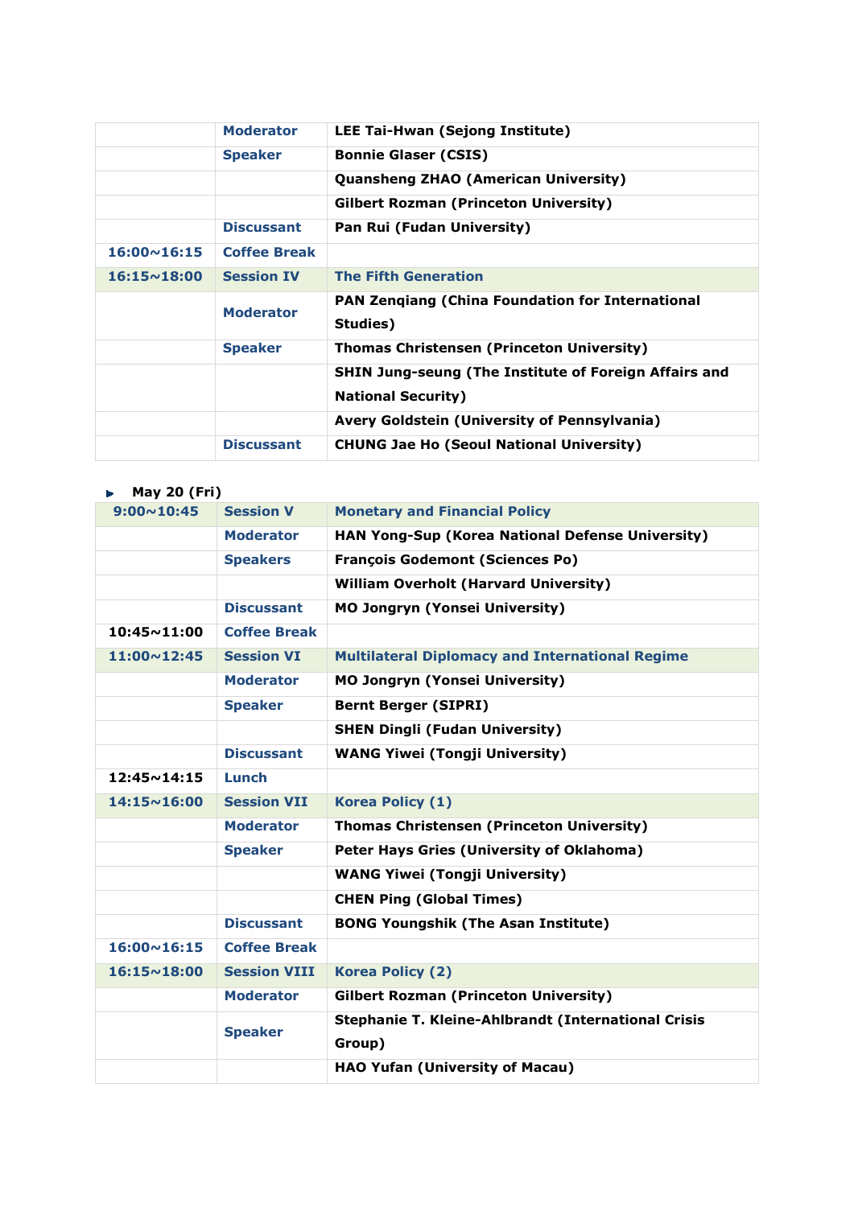| | | |
|---|---|---|
| | **Moderator** | **LEE Tai-Hwan (Sejong Institute)** |
| | **Speaker** | **Bonnie Glaser (CSIS)** |
| | | **Quansheng ZHAO (American University)** |
| | | **Gilbert Rozman (Princeton University)** |
| | **Discussant** | **Pan Rui (Fudan University)** |
| **16:00~16:15** | **Coffee Break** | |
| **16:15~18:00** | **Session IV** | **The Fifth Generation** |
| | **Moderator** | **PAN Zenqiang (China Foundation for International Studies)** |
| | **Speaker** | **Thomas Christensen (Princeton University)** |
| | | **SHIN Jung-seung (The Institute of Foreign Affairs and National Security)** |
| | | **Avery Goldstein (University of Pennsylvania)** |
| | **Discussant** | **CHUNG Jae Ho (Seoul National University)** |

- **May 20 (Fri)**

| | | |
|---|---|---|
| **9:00~10:45** | **Session V** | **Monetary and Financial Policy** |
| | **Moderator** | **HAN Yong-Sup (Korea National Defense University)** |
| | **Speakers** | **François Godemont (Sciences Po)** |
| | | **William Overholt (Harvard University)** |
| | **Discussant** | **MO Jongryn (Yonsei University)** |
| **10:45~11:00** | **Coffee Break** | |
| **11:00~12:45** | **Session VI** | **Multilateral Diplomacy and International Regime** |
| | **Moderator** | **MO Jongryn (Yonsei University)** |
| | **Speaker** | **Bernt Berger (SIPRI)** |
| | | **SHEN Dingli (Fudan University)** |
| | **Discussant** | **WANG Yiwei (Tongji University)** |
| **12:45~14:15** | **Lunch** | |
| **14:15~16:00** | **Session VII** | **Korea Policy (1)** |
| | **Moderator** | **Thomas Christensen (Princeton University)** |
| | **Speaker** | **Peter Hays Gries (University of Oklahoma)** |
| | | **WANG Yiwei (Tongji University)** |
| | | **CHEN Ping (Global Times)** |
| | **Discussant** | **BONG Youngshik (The Asan Institute)** |
| **16:00~16:15** | **Coffee Break** | |
| **16:15~18:00** | **Session VIII** | **Korea Policy (2)** |
| | **Moderator** | **Gilbert Rozman (Princeton University)** |
| | **Speaker** | **Stephanie T. Kleine-Ahlbrandt (International Crisis Group)** |
| | | **HAO Yufan (University of Macau)** |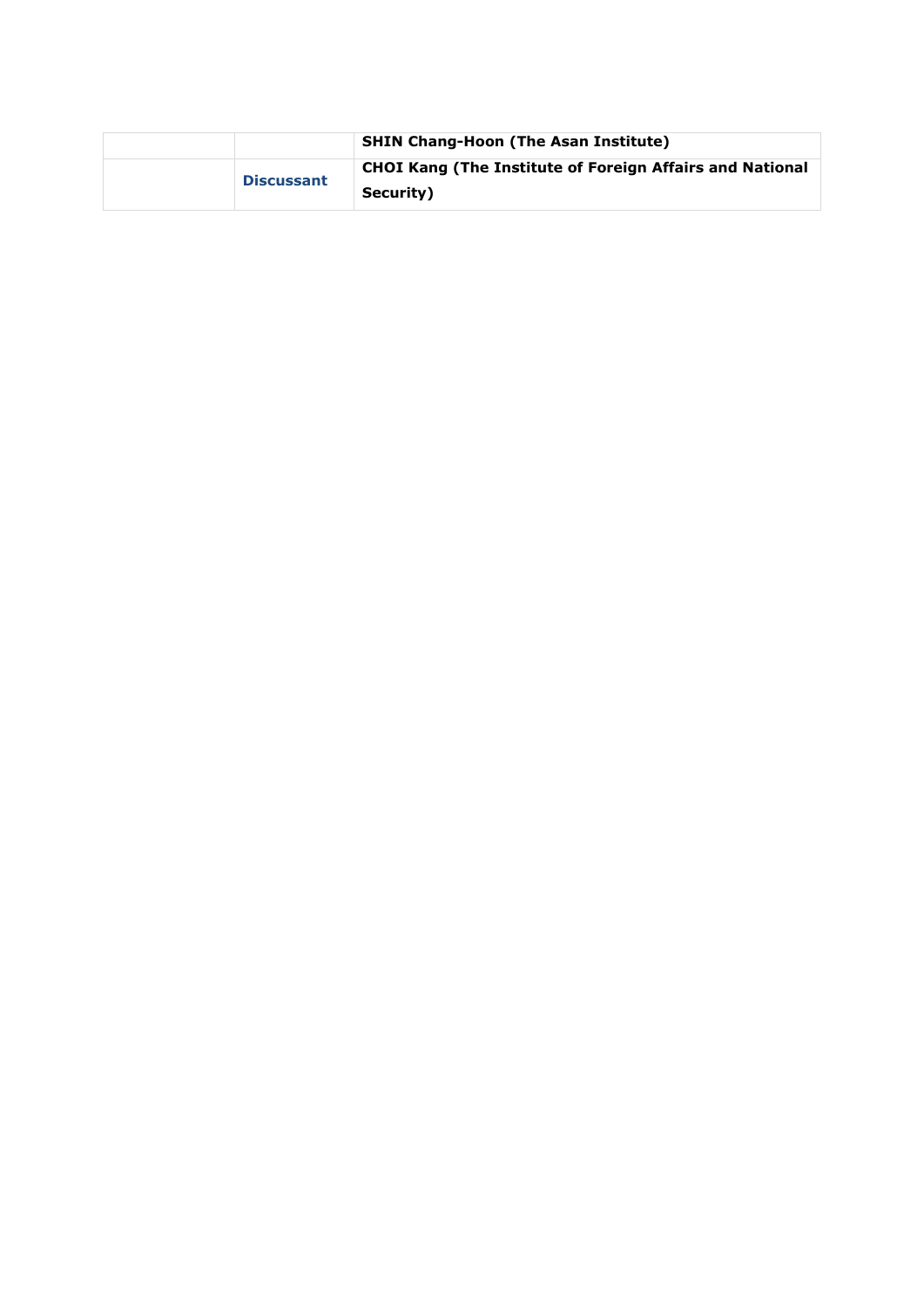| | | |
|---|---|---|
| | | **SHIN Chang-Hoon (The Asan Institute)** |
| | **Discussant** | **CHOI Kang (The Institute of Foreign Affairs and National Security)** |